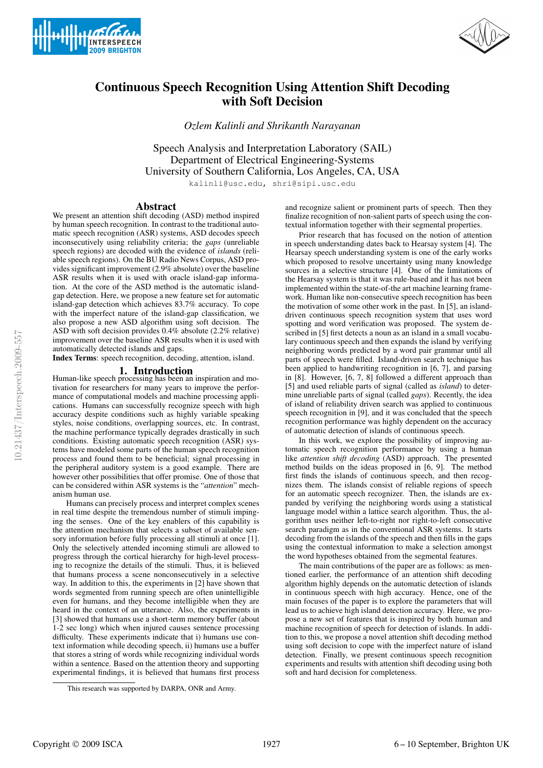# Continuous Speech Recognition Using Attention Shift Decoding with Soft Decision

*Ozlem Kalinli and Shrikanth Narayanan*

Speech Analysis and Interpretation Laboratory (SAIL)
Department of Electrical Engineering-Systems
University of Southern California, Los Angeles, CA, USA

kalinli@usc.edu, shri@sipi.usc.edu

## Abstract

We present an attention shift decoding (ASD) method inspired by human speech recognition. In contrast to the traditional automatic speech recognition (ASR) systems, ASD decodes speech inconsecutively using reliability criteria; the *gaps* (unreliable speech regions) are decoded with the evidence of *islands* (reliable speech regions). On the BU Radio News Corpus, ASD provides significant improvement (2.9% absolute) over the baseline ASR results when it is used with oracle island-gap information. At the core of the ASD method is the automatic island-gap detection. Here, we propose a new feature set for automatic island-gap detection which achieves 83.7% accuracy. To cope with the imperfect nature of the island-gap classification, we also propose a new ASD algorithm using soft decision. The ASD with soft decision provides 0.4% absolute (2.2% relative) improvement over the baseline ASR results when it is used with automatically detected islands and gaps.

**Index Terms**: speech recognition, decoding, attention, island.

## 1. Introduction

Human-like speech processing has been an inspiration and motivation for researchers for many years to improve the performance of computational models and machine processing applications. Humans can successfully recognize speech with high accuracy despite conditions such as highly variable speaking styles, noise conditions, overlapping sources, etc. In contrast, the machine performance typically degrades drastically in such conditions. Existing automatic speech recognition (ASR) systems have modeled some parts of the human speech recognition process and found them to be beneficial; signal processing in the peripheral auditory system is a good example. There are however other possibilities that offer promise. One of those that can be considered within ASR systems is the "*attention*" mechanism human use.

Humans can precisely process and interpret complex scenes in real time despite the tremendous number of stimuli impinging the senses. One of the key enablers of this capability is the attention mechanism that selects a subset of available sensory information before fully processing all stimuli at once [1]. Only the selectively attended incoming stimuli are allowed to progress through the cortical hierarchy for high-level processing to recognize the details of the stimuli. Thus, it is believed that humans process a scene nonconsecutively in a selective way. In addition to this, the experiments in [2] have shown that words segmented from running speech are often unintelligible even for humans, and they become intelligible when they are heard in the context of an utterance. Also, the experiments in [3] showed that humans use a short-term memory buffer (about 1-2 sec long) which when injured causes sentence processing difficulty. These experiments indicate that i) humans use context information while decoding speech, ii) humans use a buffer that stores a string of words while recognizing individual words within a sentence. Based on the attention theory and supporting experimental findings, it is believed that humans first process and recognize salient or prominent parts of speech. Then they finalize recognition of non-salient parts of speech using the contextual information together with their segmental properties.

Prior research that has focused on the notion of attention in speech understanding dates back to Hearsay system [4]. The Hearsay speech understanding system is one of the early works which proposed to resolve uncertainty using many knowledge sources in a selective structure [4]. One of the limitations of the Hearsay system is that it was rule-based and it has not been implemented within the state-of-the art machine learning framework. Human like non-consecutive speech recognition has been the motivation of some other work in the past. In [5], an island-driven continuous speech recognition system that uses word spotting and word verification was proposed. The system described in [5] first detects a noun as an island in a small vocabulary continuous speech and then expands the island by verifying neighboring words predicted by a word pair grammar until all parts of speech were filled. Island-driven search technique has been applied to handwriting recognition in [6, 7], and parsing in [8]. However, [6, 7, 8] followed a different approach than [5] and used reliable parts of signal (called as *island*) to determine unreliable parts of signal (called *gaps*). Recently, the idea of island of reliability driven search was applied to continuous speech recognition in [9], and it was concluded that the speech recognition performance was highly dependent on the accuracy of automatic detection of islands of continuous speech.

In this work, we explore the possibility of improving automatic speech recognition performance by using a human like *attention shift decoding* (ASD) approach. The presented method builds on the ideas proposed in [6, 9]. The method first finds the islands of continuous speech, and then recognizes them. The islands consist of reliable regions of speech for an automatic speech recognizer. Then, the islands are expanded by verifying the neighboring words using a statistical language model within a lattice search algorithm. Thus, the algorithm uses neither left-to-right nor right-to-left consecutive search paradigm as in the conventional ASR systems. It starts decoding from the islands of the speech and then fills in the gaps using the contextual information to make a selection amongst the word hypotheses obtained from the segmental features.

The main contributions of the paper are as follows: as mentioned earlier, the performance of an attention shift decoding algorithm highly depends on the automatic detection of islands in continuous speech with high accuracy. Hence, one of the main focuses of the paper is to explore the parameters that will lead us to achieve high island detection accuracy. Here, we propose a new set of features that is inspired by both human and machine recognition of speech for detection of islands. In addition to this, we propose a novel attention shift decoding method using soft decision to cope with the imperfect nature of island detection. Finally, we present continuous speech recognition experiments and results with attention shift decoding using both soft and hard decision for completeness.

This research was supported by DARPA, ONR and Army.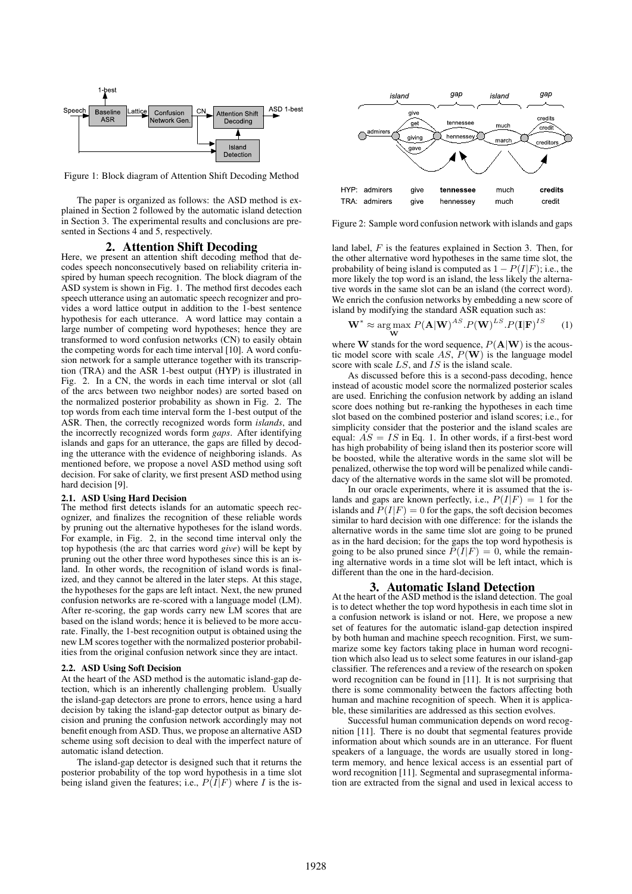Figure 1: Block diagram of Attention Shift Decoding Method

The paper is organized as follows: the ASD method is explained in Section 2 followed by the automatic island detection in Section 3. The experimental results and conclusions are presented in Sections 4 and 5, respectively.

## 2. Attention Shift Decoding

Here, we present an attention shift decoding method that decodes speech nonconsecutively based on reliability criteria inspired by human speech recognition. The block diagram of the ASD system is shown in Fig. 1. The method first decodes each speech utterance using an automatic speech recognizer and provides a word lattice output in addition to the 1-best sentence hypothesis for each utterance. A word lattice may contain a large number of competing word hypotheses; hence they are transformed to word confusion networks (CN) to easily obtain the competing words for each time interval [10]. A word confusion network for a sample utterance together with its transcription (TRA) and the ASR 1-best output (HYP) is illustrated in Fig. 2. In a CN, the words in each time interval or slot (all of the arcs between two neighbor nodes) are sorted based on the normalized posterior probability as shown in Fig. 2. The top words from each time interval form the 1-best output of the ASR. Then, the correctly recognized words form *islands*, and the incorrectly recognized words form *gaps*. After identifying islands and gaps for an utterance, the gaps are filled by decoding the utterance with the evidence of neighboring islands. As mentioned before, we propose a novel ASD method using soft decision. For sake of clarity, we first present ASD method using hard decision [9].

### 2.1. ASD Using Hard Decision

The method first detects islands for an automatic speech recognizer, and finalizes the recognition of these reliable words by pruning out the alternative hypotheses for the island words. For example, in Fig. 2, in the second time interval only the top hypothesis (the arc that carries word *give*) will be kept by pruning out the other three word hypotheses since this is an island. In other words, the recognition of island words is finalized, and they cannot be altered in the later steps. At this stage, the hypotheses for the gaps are left intact. Next, the new pruned confusion networks are re-scored with a language model (LM). After re-scoring, the gap words carry new LM scores that are based on the island words; hence it is believed to be more accurate. Finally, the 1-best recognition output is obtained using the new LM scores together with the normalized posterior probabilities from the original confusion network since they are intact.

### 2.2. ASD Using Soft Decision

At the heart of the ASD method is the automatic island-gap detection, which is an inherently challenging problem. Usually the island-gap detectors are prone to errors, hence using a hard decision by taking the island-gap detector output as binary decision and pruning the confusion network accordingly may not benefit enough from ASD. Thus, we propose an alternative ASD scheme using soft decision to deal with the imperfect nature of automatic island detection.

The island-gap detector is designed such that it returns the posterior probability of the top word hypothesis in a time slot being island given the features; i.e., $P(I|F)$ where $I$ is the island label, $F$ is the features explained in Section 3. Then, for the other alternative word hypotheses in the same time slot, the probability of being island is computed as $1 - P(I|F)$; i.e., the more likely the top word is an island, the less likely the alternative words in the same slot can be an island (the correct word). We enrich the confusion networks by embedding a new score of island by modifying the standard ASR equation such as:

$$\mathbf{W}^* \approx \arg\max_{\mathbf{W}} P(\mathbf{A}|\mathbf{W})^{AS}.P(\mathbf{W})^{LS}.P(\mathbf{I}|\mathbf{F})^{IS} \quad (1)$$

where $\mathbf{W}$ stands for the word sequence, $P(\mathbf{A}|\mathbf{W})$ is the acoustic model score with scale $AS$, $P(\mathbf{W})$ is the language model score with scale $LS$, and $IS$ is the island scale.

As discussed before this is a second-pass decoding, hence instead of acoustic model score the normalized posterior scales are used. Enriching the confusion network by adding an island score does nothing but re-ranking the hypotheses in each time slot based on the combined posterior and island scores; i.e., for simplicity consider that the posterior and the island scales are equal: $AS = IS$ in Eq. 1. In other words, if a first-best word has high probability of being island then its posterior score will be boosted, while the alterative words in the same slot will be penalized, otherwise the top word will be penalized while candidacy of the alternative words in the same slot will be promoted.

In our oracle experiments, where it is assumed that the islands and gaps are known perfectly, i.e., $P(I|F) = 1$ for the islands and $P(I|F) = 0$ for the gaps, the soft decision becomes similar to hard decision with one difference: for the islands the alternative words in the same time slot are going to be pruned as in the hard decision; for the gaps the top word hypothesis is going to be also pruned since $P(I|F) = 0$, while the remaining alternative words in a time slot will be left intact, which is different than the one in the hard-decision.

Figure 2: Sample word confusion network with islands and gaps

## 3. Automatic Island Detection

At the heart of the ASD method is the island detection. The goal is to detect whether the top word hypothesis in each time slot in a confusion network is island or not. Here, we propose a new set of features for the automatic island-gap detection inspired by both human and machine speech recognition. First, we summarize some key factors taking place in human word recognition which also lead us to select some features in our island-gap classifier. The references and a review of the research on spoken word recognition can be found in [11]. It is not surprising that there is some commonality between the factors affecting both human and machine recognition of speech. When it is applicable, these similarities are addressed as this section evolves.

Successful human communication depends on word recognition [11]. There is no doubt that segmental features provide information about which sounds are in an utterance. For fluent speakers of a language, the words are usually stored in long-term memory, and hence lexical access is an essential part of word recognition [11]. Segmental and suprasegmental information are extracted from the signal and used in lexical access to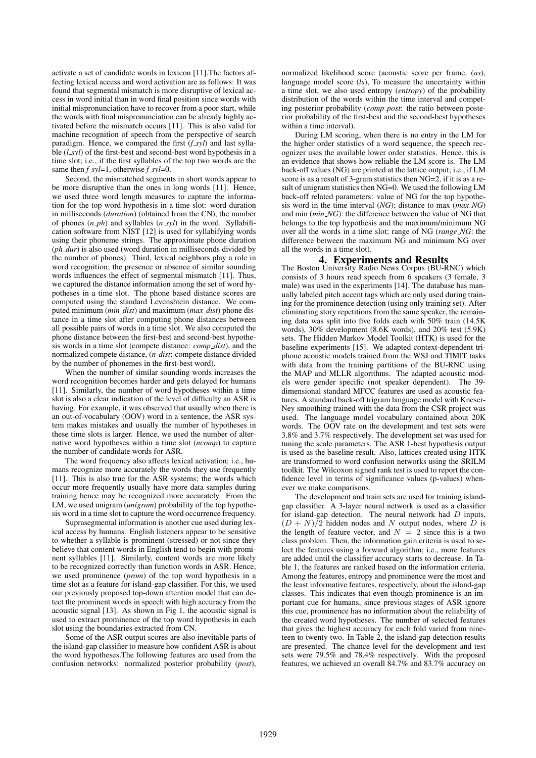activate a set of candidate words in lexicon [11].The factors affecting lexical access and word activation are as follows: It was found that segmental mismatch is more disruptive of lexical access in word initial than in word final position since words with initial mispronunciation have to recover from a poor start, while the words with final mispronunciation can be already highly activated before the mismatch occurs [11]. This is also valid for machine recognition of speech from the perspective of search paradigm. Hence, we compared the first (*f_syl*) and last syllable (*l_syl*) of the first-best and second-best word hypothesis in a time slot; i.e., if the first syllables of the top two words are the same then *f_syl*=1, otherwise *f_syl*=0.

Second, the mismatched segments in short words appear to be more disruptive than the ones in long words [11]. Hence, we used three word length measures to capture the information for the top word hypothesis in a time slot: word duration in milliseconds (*duration*) (obtained from the CN), the number of phones (*n_ph*) and syllables (*n_syl*) in the word. Syllabification software from NIST [12] is used for syllabifying words using their phoneme strings. The approximate phone duration (*ph_dur*) is also used (word duration in milliseconds divided by the number of phones). Third, lexical neighbors play a role in word recognition; the presence or absence of similar sounding words influences the effect of segmental mismatch [11]. Thus, we captured the distance information among the set of word hypotheses in a time slot. The phone based distance scores are computed using the standard Levenshtein distance. We computed minimum (*min_dist*) and maximum (*max_dist*) phone distance in a time slot after computing phone distances between all possible pairs of words in a time slot. We also computed the phone distance between the first-best and second-best hypothesis words in a time slot (compete distance: *comp_dist*), and the normalized compete distance, (*n_dist*: compete distance divided by the number of phonemes in the first-best word).

When the number of similar sounding words increases the word recognition becomes harder and gets delayed for humans [11]. Similarly, the number of word hypotheses within a time slot is also a clear indication of the level of difficulty an ASR is having. For example, it was observed that usually when there is an out-of-vocabulary (OOV) word in a sentence, the ASR system makes mistakes and usually the number of hypotheses in these time slots is larger. Hence, we used the number of alternative word hypotheses within a time slot (*ncomp*) to capture the number of candidate words for ASR.

The word frequency also affects lexical activation; i.e., humans recognize more accurately the words they use frequently [11]. This is also true for the ASR systems; the words which occur more frequently usually have more data samples during training hence may be recognized more accurately. From the LM, we used unigram (*unigram*) probability of the top hypothesis word in a time slot to capture the word occurrence frequency.

Suprasegmental information is another cue used during lexical access by humans. English listeners appear to be sensitive to whether a syllable is prominent (stressed) or not since they believe that content words in English tend to begin with prominent syllables [11]. Similarly, content words are more likely to be recognized correctly than function words in ASR. Hence, we used prominence (*prom*) of the top word hypothesis in a time slot as a feature for island-gap classifier. For this, we used our previously proposed top-down attention model that can detect the prominent words in speech with high accuracy from the acoustic signal [13]. As shown in Fig 1, the acoustic signal is used to extract prominence of the top word hypothesis in each slot using the boundaries extracted from CN.

Some of the ASR output scores are also inevitable parts of the island-gap classifier to measure how confident ASR is about the word hypotheses.The following features are used from the confusion networks: normalized posterior probability (*post*), normalized likelihood score (acoustic score per frame, (*as*), language model score (*ls*), To measure the uncertainty within a time slot, we also used entropy (*entropy*) of the probability distribution of the words within the time interval and competing posterior probability (*comp_post*: the ratio between posterior probability of the first-best and the second-best hypotheses within a time interval).

During LM scoring, when there is no entry in the LM for the higher order statistics of a word sequence, the speech recognizer uses the available lower order statistics. Hence, this is an evidence that shows how reliable the LM score is. The LM back-off values (NG) are printed at the lattice output; i.e., if LM score is as a result of 3-gram statistics then NG=2, if it is as a result of unigram statistics then NG=0. We used the following LM back-off related parameters: value of NG for the top hypothesis word in the time interval (*NG*); distance to max (*max_NG*) and min (*min_NG*): the difference between the value of NG that belongs to the top hypothesis and the maximum/minimum NG over all the words in a time slot; range of NG (*range_NG*: the difference between the maximum NG and minimum NG over all the words in a time slot).

# 4. Experiments and Results

The Boston University Radio News Corpus (BU-RNC) which consists of 3 hours read speech from 6 speakers (3 female, 3 male) was used in the experiments [14]. The database has manually labeled pitch accent tags which are only used during training for the prominence detection (using only training set). After eliminating story repetitions from the same speaker, the remaining data was split into five folds each with 50% train (14.5K words), 30% development (8.6K words), and 20% test (5.9K) sets. The Hidden Markov Model Toolkit (HTK) is used for the baseline experiments [15]. We adapted context-dependent triphone acoustic models trained from the WSJ and TIMIT tasks with data from the training partitions of the BU-RNC using the MAP and MLLR algorithms. The adapted acoustic models were gender specific (not speaker dependent). The 39-dimensional standard MFCC features are used as acoustic features. A standard back-off trigram language model with Kneser-Ney smoothing trained with the data from the CSR project was used. The language model vocabulary contained about 20K words. The OOV rate on the development and test sets were 3.8% and 3.7% respectively. The development set was used for tuning the scale parameters. The ASR 1-best hypothesis output is used as the baseline result. Also, lattices created using HTK are transformed to word confusion networks using the SRILM toolkit. The Wilcoxon signed rank test is used to report the confidence level in terms of significance values (p-values) whenever we make comparisons.

The development and train sets are used for training island-gap classifier. A 3-layer neural network is used as a classifier for island-gap detection. The neural network had $D$ inputs, $(D + N)/2$ hidden nodes and $N$ output nodes, where $D$ is the length of feature vector, and $N = 2$ since this is a two class problem. Then, the information gain criteria is used to select the features using a forward algorithm; i.e., more features are added until the classifier accuracy starts to decrease. In Table 1, the features are ranked based on the information criteria. Among the features, entropy and prominence were the most and the least informative features, respectively, about the island-gap classes. This indicates that even though prominence is an important cue for humans, since previous stages of ASR ignore this cue, prominence has no information about the reliability of the created word hypotheses. The number of selected features that gives the highest accuracy for each fold varied from nineteen to twenty two. In Table 2, the island-gap detection results are presented. The chance level for the development and test sets were 79.5% and 78.4% respectively. With the proposed features, we achieved an overall 84.7% and 83.7% accuracy on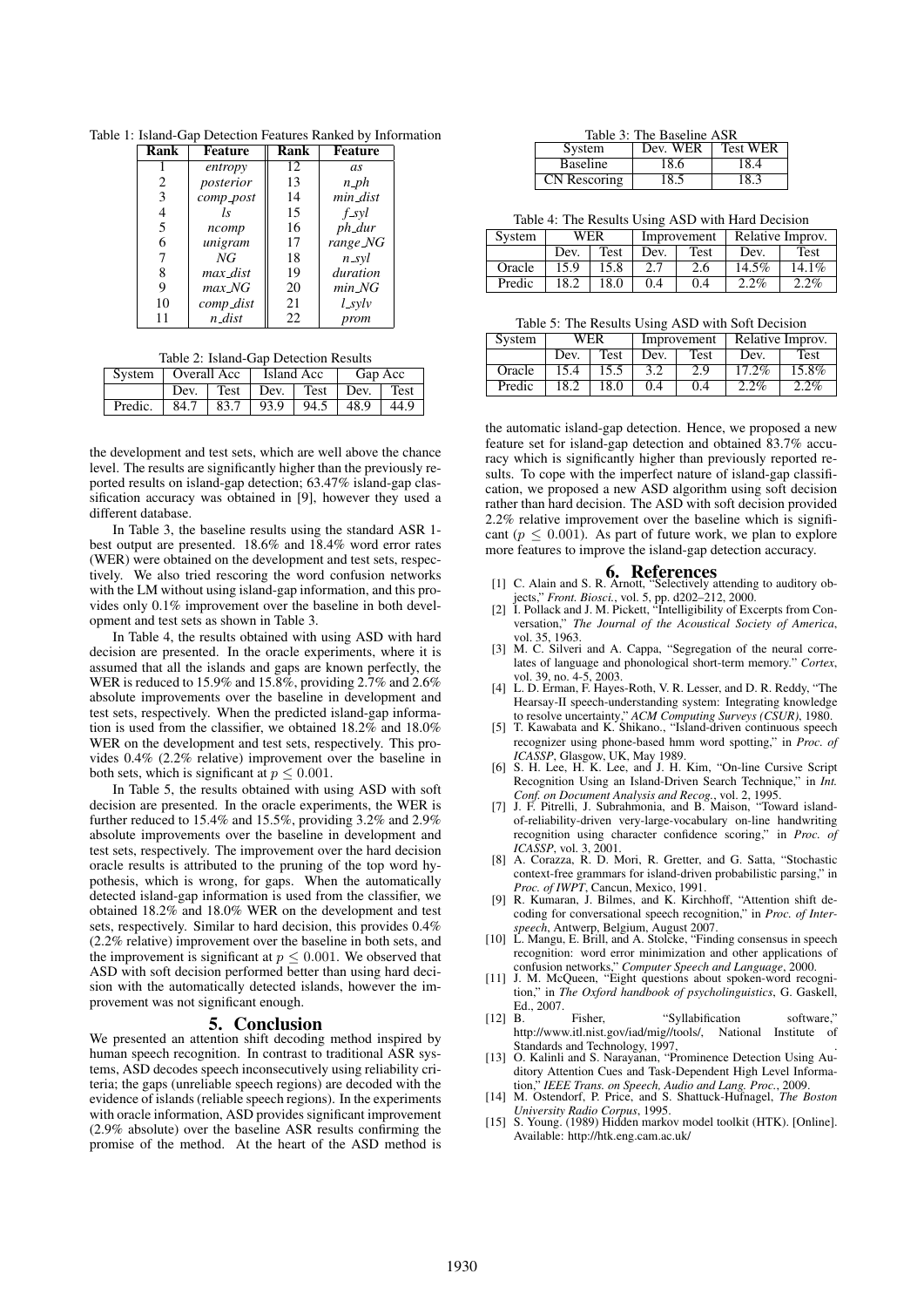Table 1: Island-Gap Detection Features Ranked by Information

| Rank | Feature | Rank | Feature |
|---|---|---|---|
| 1 | *entropy* | 12 | *as* |
| 2 | *posterior* | 13 | *n_ph* |
| 3 | *comp_post* | 14 | *min_dist* |
| 4 | *ls* | 15 | *f_syl* |
| 5 | *ncomp* | 16 | *ph_dur* |
| 6 | *unigram* | 17 | *range_NG* |
| 7 | *NG* | 18 | *n_syl* |
| 8 | *max_dist* | 19 | *duration* |
| 9 | *max_NG* | 20 | *min_NG* |
| 10 | *comp_dist* | 21 | *l_sylv* |
| 11 | *n_dist* | 22 | *prom* |

Table 2: Island-Gap Detection Results

| System | Overall Acc | | Island Acc | | Gap Acc | |
|---|---|---|---|---|---|---|
| | Dev. | Test | Dev. | Test | Dev. | Test |
| Predic. | 84.7 | 83.7 | 93.9 | 94.5 | 48.9 | 44.9 |

the development and test sets, which are well above the chance level. The results are significantly higher than the previously reported results on island-gap detection; 63.47% island-gap classification accuracy was obtained in [9], however they used a different database.

In Table 3, the baseline results using the standard ASR 1-best output are presented. 18.6% and 18.4% word error rates (WER) were obtained on the development and test sets, respectively. We also tried rescoring the word confusion networks with the LM without using island-gap information, and this provides only 0.1% improvement over the baseline in both development and test sets as shown in Table 3.

In Table 4, the results obtained with using ASD with hard decision are presented. In the oracle experiments, where it is assumed that all the islands and gaps are known perfectly, the WER is reduced to 15.9% and 15.8%, providing 2.7% and 2.6% absolute improvements over the baseline in development and test sets, respectively. When the predicted island-gap information is used from the classifier, we obtained 18.2% and 18.0% WER on the development and test sets, respectively. This provides 0.4% (2.2% relative) improvement over the baseline in both sets, which is significant at $p \leq 0.001$.

In Table 5, the results obtained with using ASD with soft decision are presented. In the oracle experiments, the WER is further reduced to 15.4% and 15.5%, providing 3.2% and 2.9% absolute improvements over the baseline in development and test sets, respectively. The improvement over the hard decision oracle results is attributed to the pruning of the top word hypothesis, which is wrong, for gaps. When the automatically detected island-gap information is used from the classifier, we obtained 18.2% and 18.0% WER on the development and test sets, respectively. Similar to hard decision, this provides 0.4% (2.2% relative) improvement over the baseline in both sets, and the improvement is significant at $p \leq 0.001$. We observed that ASD with soft decision performed better than using hard decision with the automatically detected islands, however the improvement was not significant enough.

Table 3: The Baseline ASR

| System | Dev. WER | Test WER |
|---|---|---|
| Baseline | 18.6 | 18.4 |
| CN Rescoring | 18.5 | 18.3 |

Table 4: The Results Using ASD with Hard Decision

| System | WER | | Improvement | | Relative Improv. | |
|---|---|---|---|---|---|---|
| | Dev. | Test | Dev. | Test | Dev. | Test |
| Oracle | 15.9 | 15.8 | 2.7 | 2.6 | 14.5% | 14.1% |
| Predic | 18.2 | 18.0 | 0.4 | 0.4 | 2.2% | 2.2% |

Table 5: The Results Using ASD with Soft Decision

| System | WER | | Improvement | | Relative Improv. | |
|---|---|---|---|---|---|---|
| | Dev. | Test | Dev. | Test | Dev. | Test |
| Oracle | 15.4 | 15.5 | 3.2 | 2.9 | 17.2% | 15.8% |
| Predic | 18.2 | 18.0 | 0.4 | 0.4 | 2.2% | 2.2% |

## 5. Conclusion

We presented an attention shift decoding method inspired by human speech recognition. In contrast to traditional ASR systems, ASD decodes speech inconsecutively using reliability criteria; the gaps (unreliable speech regions) are decoded with the evidence of islands (reliable speech regions). In the experiments with oracle information, ASD provides significant improvement (2.9% absolute) over the baseline ASR results confirming the promise of the method. At the heart of the ASD method is the automatic island-gap detection. Hence, we proposed a new feature set for island-gap detection and obtained 83.7% accuracy which is significantly higher than previously reported results. To cope with the imperfect nature of island-gap classification, we proposed a new ASD algorithm using soft decision rather than hard decision. The ASD with soft decision provided 2.2% relative improvement over the baseline which is significant ($p \leq 0.001$). As part of future work, we plan to explore more features to improve the island-gap detection accuracy.

## 6. References

[1] C. Alain and S. R. Arnott, "Selectively attending to auditory objects," *Front. Biosci.*, vol. 5, pp. d202–212, 2000.

[2] I. Pollack and J. M. Pickett, "Intelligibility of Excerpts from Conversation," *The Journal of the Acoustical Society of America*, vol. 35, 1963.

[3] M. C. Silveri and A. Cappa, "Segregation of the neural correlates of language and phonological short-term memory." *Cortex*, vol. 39, no. 4-5, 2003.

[4] L. D. Erman, F. Hayes-Roth, V. R. Lesser, and D. R. Reddy, "The Hearsay-II speech-understanding system: Integrating knowledge to resolve uncertainty," *ACM Computing Surveys (CSUR)*, 1980.

[5] T. Kawabata and K. Shikano., "Island-driven continuous speech recognizer using phone-based hmm word spotting," in *Proc. of ICASSP*, Glasgow, UK, May 1989.

[6] S. H. Lee, H. K. Lee, and J. H. Kim, "On-line Cursive Script Recognition Using an Island-Driven Search Technique," in *Int. Conf. on Document Analysis and Recog.*, vol. 2, 1995.

[7] J. F. Pitrelli, J. Subrahmonia, and B. Maison, "Toward island-of-reliability-driven very-large-vocabulary on-line handwriting recognition using character confidence scoring," in *Proc. of ICASSP*, vol. 3, 2001.

[8] A. Corazza, R. D. Mori, R. Gretter, and G. Satta, "Stochastic context-free grammars for island-driven probabilistic parsing," in *Proc. of IWPT*, Cancun, Mexico, 1991.

[9] R. Kumaran, J. Bilmes, and K. Kirchhoff, "Attention shift decoding for conversational speech recognition," in *Proc. of Interspeech*, Antwerp, Belgium, August 2007.

[10] L. Mangu, E. Brill, and A. Stolcke, "Finding consensus in speech recognition: word error minimization and other applications of confusion networks," *Computer Speech and Language*, 2000.

[11] J. M. McQueen, "Eight questions about spoken-word recognition," in *The Oxford handbook of psycholinguistics*, G. Gaskell, Ed., 2007.

[12] B. Fisher, "Syllabification software," http://www.itl.nist.gov/iad/mig//tools/, National Institute of Standards and Technology, 1997.

[13] O. Kalinli and S. Narayanan, "Prominence Detection Using Auditory Attention Cues and Task-Dependent High Level Information," *IEEE Trans. on Speech, Audio and Lang. Proc.*, 2009.

[14] M. Ostendorf, P. Price, and S. Shattuck-Hufnagel, *The Boston University Radio Corpus*, 1995.

[15] S. Young. (1989) Hidden markov model toolkit (HTK). [Online]. Available: http://htk.eng.cam.ac.uk/